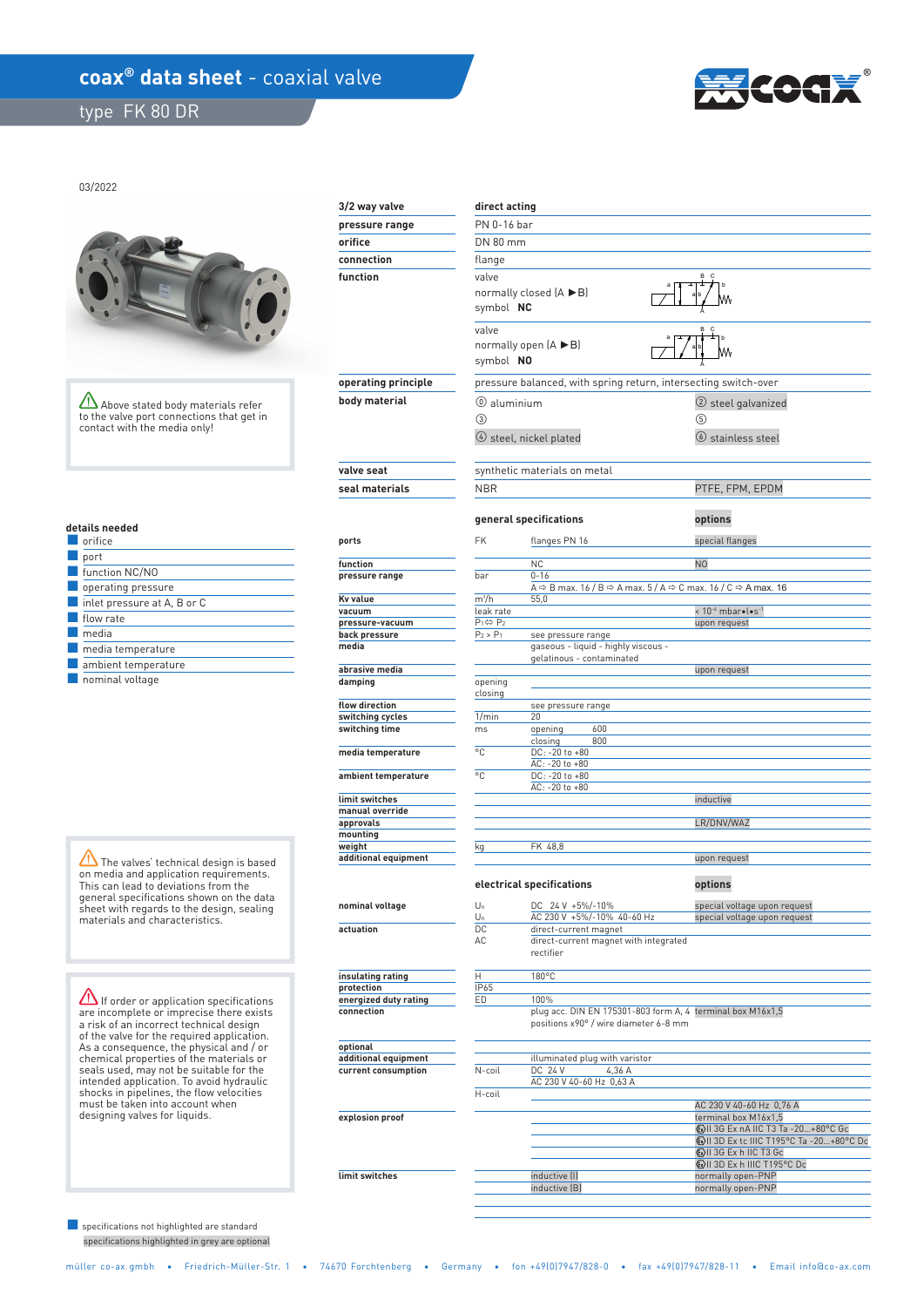# coax® data sheet - coaxial valve

## type FK 80 DR

03/2022

| | |
|---|---|
| **3/2 way valve** | **direct acting** |
| **pressure range** | PN 0-16 bar |
| **orifice** | DN 80 mm |
| **connection** | flange |
| **function** | valve normally closed (A ►B) symbol **NC** |
| | valve normally open (A ►B) symbol **NO** |
| **operating principle** | pressure balanced, with spring return, intersecting switch-over |
| **body material** | ⓪ aluminium ② steel galvanized ③ ⑤ ④ steel, nickel plated ⑥ stainless steel |
| **valve seat** | synthetic materials on metal |
| **seal materials** | NBR / PTFE, FPM, EPDM |

Above stated body materials refer to the valve port connections that get in contact with the media only!

### details needed

- orifice
- port
- function NC/NO
- operating pressure
- inlet pressure at A, B or C
- flow rate
- media
- media temperature
- ambient temperature
- nominal voltage

### general specifications

| | | general specifications | options |
|---|---|---|---|
| **ports** | FK | flanges PN 16 | special flanges |
| **function** | | NC | NO |
| **pressure range** | bar | 0-16 | |
| | | A ⇨ B max. 16 / B ⇨ A max. 5 / A ⇨ C max. 16 / C ⇨ A max. 16 | |
| **Kv value** | m³/h | 55,0 | |
| **vacuum** | leak rate | | < $10^{-6}$ mbar•l•s$^{-1}$ |
| **pressure-vacuum** | $P_1$ ⇔ $P_2$ | | upon request |
| **back pressure** | $P_2 > P_1$ | see pressure range | |
| **media** | | gaseous - liquid - highly viscous - gelatinous - contaminated | |
| **abrasive media** | | | upon request |
| **damping** | opening closing | | |
| **flow direction** | | see pressure range | |
| **switching cycles** | 1/min | 20 | |
| **switching time** | ms | opening 600 closing 800 | |
| **media temperature** | °C | DC: -20 to +80 AC: -20 to +80 | |
| **ambient temperature** | °C | DC: -20 to +80 AC: -20 to +80 | |
| **limit switches** | | | inductive |
| **manual override** | | | |
| **approvals** | | | LR/DNV/WAZ |
| **mounting** | | | |
| **weight** | kg | FK 48,8 | |
| **additional equipment** | | | upon request |

### electrical specifications

| | | electrical specifications | options |
|---|---|---|---|
| **nominal voltage** | $U_n$ | DC 24 V +5%/-10% | special voltage upon request |
| | $U_n$ | AC 230 V +5%/-10% 40-60 Hz | special voltage upon request |
| **actuation** | DC | direct-current magnet | |
| | AC | direct-current magnet with integrated rectifier | |
| **insulating rating** | H | 180°C | |
| **protection** | IP65 | | |
| **energized duty rating** | ED | 100% | |
| **connection** | | plug acc. DIN EN 175301-803 form A, 4 positions x90° / wire diameter 6-8 mm | terminal box M16x1,5 |
| **optional additional equipment** | | illuminated plug with varistor | |
| **current consumption** | N-coil | DC 24 V 4,36 A | |
| | | AC 230 V 40-60 Hz 0,63 A | |
| | H-coil | | AC 230 V 40-60 Hz 0,76 A |
| **explosion proof** | | | terminal box M16x1,5 |
| | | | Ex II 3G Ex nA IIC T3 Ta -20...+80°C Gc |
| | | | Ex II 3D Ex tc IIIC T195°C Ta -20...+80°C Dc |
| | | | Ex II 3G Ex h IIC T3 Gc |
| | | | Ex II 3D Ex h IIIC T195°C Dc |
| **limit switches** | | inductive (I) | normally open-PNP |
| | | inductive (B) | normally open-PNP |

The valves' technical design is based on media and application requirements. This can lead to deviations from the general specifications shown on the data sheet with regards to the design, sealing materials and characteristics.

If order or application specifications are incomplete or imprecise there exists a risk of an incorrect technical design of the valve for the required application. As a consequence, the physical and / or chemical properties of the materials or seals used, may not be suitable for the intended application. To avoid hydraulic shocks in pipelines, the flow velocities must be taken into account when designing valves for liquids.

specifications not highlighted are standard
specifications highlighted in grey are optional

müller co-ax gmbh • Friedrich-Müller-Str. 1 • 74670 Forchtenberg • Germany • fon +49(0)7947/828-0 • fax +49(0)7947/828-11 • Email info@co-ax.com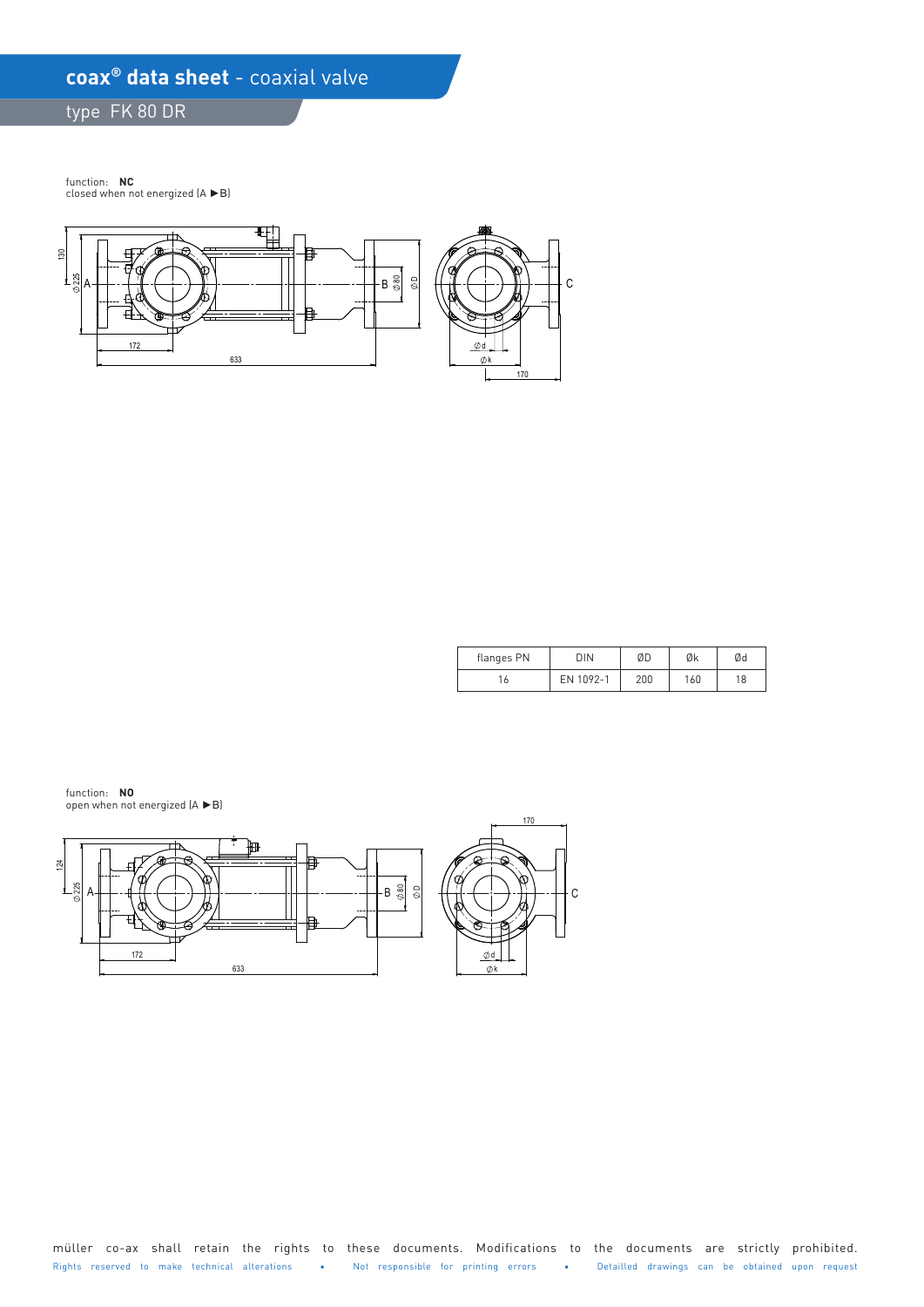# coax® data sheet - coaxial valve

## type FK 80 DR

function: **NC**
closed when not energized (A ►B)

130
Ø 225
A
172
633
B
Ø 80
Ø D
C
Ø d
Ø k
170

| flanges PN | DIN | ØD | Øk | Ød |
|---|---|---|---|---|
| 16 | EN 1092-1 | 200 | 160 | 18 |

function: **NO**
open when not energized (A ►B)

124
Ø 225
A
172
633
B
Ø 80
Ø D
170
C
Ø d
Ø k

müller co-ax shall retain the rights to these documents. Modifications to the documents are strictly prohibited.
Rights reserved to make technical alterations • Not responsible for printing errors • Detailled drawings can be obtained upon request